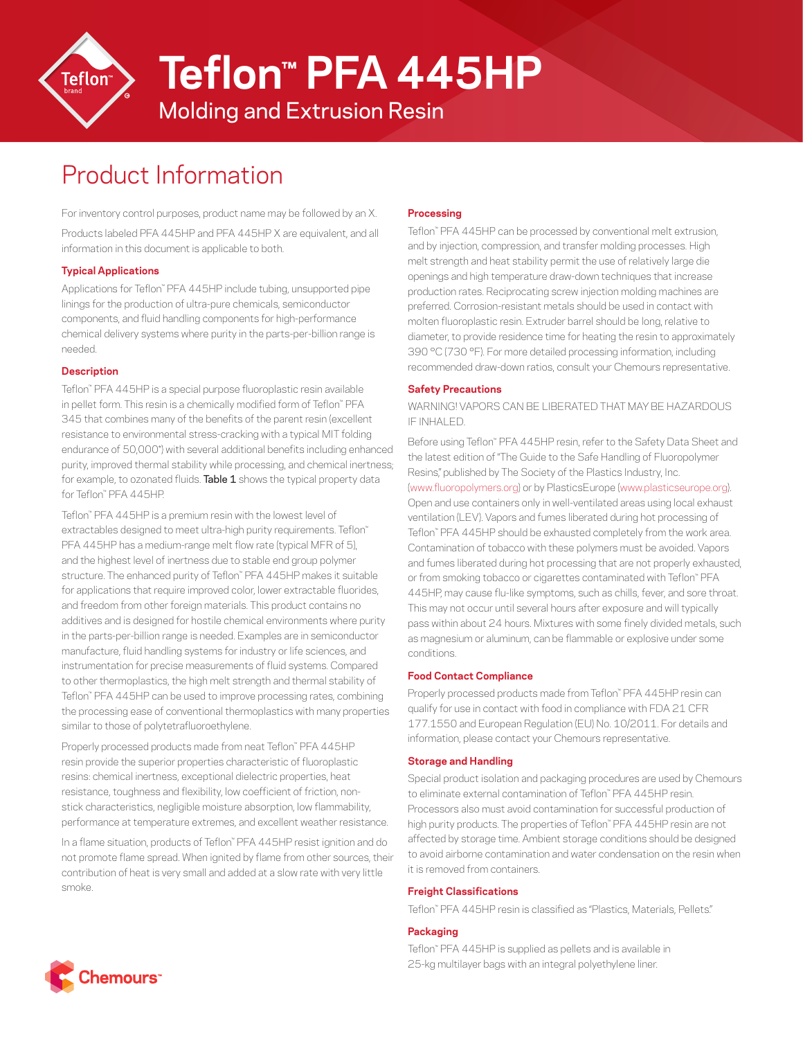# Teflon™ PFA 445HP

## Molding and Extrusion Resin

# Product Information

For inventory control purposes, product name may be followed by an X.

Products labeled PFA 445HP and PFA 445HP X are equivalent, and all information in this document is applicable to both.

### Typical Applications

Applications for Teflon™ PFA 445HP include tubing, unsupported pipe linings for the production of ultra-pure chemicals, semiconductor components, and fluid handling components for high-performance chemical delivery systems where purity in the parts-per-billion range is needed.

### Description

Teflon™ PFA 445HP is a special purpose fluoroplastic resin available in pellet form. This resin is a chemically modified form of Teflon™ PFA 345 that combines many of the benefits of the parent resin (excellent resistance to environmental stress-cracking with a typical MIT folding endurance of 50,000*) with several additional benefits including enhanced purity, improved thermal stability while processing, and chemical inertness; for example, to ozonated fluids. **Table 1** shows the typical property data for Teflon™ PFA 445HP.

Teflon™ PFA 445HP is a premium resin with the lowest level of extractables designed to meet ultra-high purity requirements. Teflon™ PFA 445HP has a medium-range melt flow rate (typical MFR of 5), and the highest level of inertness due to stable end group polymer structure. The enhanced purity of Teflon™ PFA 445HP makes it suitable for applications that require improved color, lower extractable fluorides, and freedom from other foreign materials. This product contains no additives and is designed for hostile chemical environments where purity in the parts-per-billion range is needed. Examples are in semiconductor manufacture, fluid handling systems for industry or life sciences, and instrumentation for precise measurements of fluid systems. Compared to other thermoplastics, the high melt strength and thermal stability of Teflon™ PFA 445HP can be used to improve processing rates, combining the processing ease of conventional thermoplastics with many properties similar to those of polytetrafluoroethylene.

Properly processed products made from neat Teflon™ PFA 445HP resin provide the superior properties characteristic of fluoroplastic resins: chemical inertness, exceptional dielectric properties, heat resistance, toughness and flexibility, low coefficient of friction, non-stick characteristics, negligible moisture absorption, low flammability, performance at temperature extremes, and excellent weather resistance.

In a flame situation, products of Teflon™ PFA 445HP resist ignition and do not promote flame spread. When ignited by flame from other sources, their contribution of heat is very small and added at a slow rate with very little smoke.

### Processing

Teflon™ PFA 445HP can be processed by conventional melt extrusion, and by injection, compression, and transfer molding processes. High melt strength and heat stability permit the use of relatively large die openings and high temperature draw-down techniques that increase production rates. Reciprocating screw injection molding machines are preferred. Corrosion-resistant metals should be used in contact with molten fluoroplastic resin. Extruder barrel should be long, relative to diameter, to provide residence time for heating the resin to approximately 390 °C (730 °F). For more detailed processing information, including recommended draw-down ratios, consult your Chemours representative.

### Safety Precautions

WARNING! VAPORS CAN BE LIBERATED THAT MAY BE HAZARDOUS IF INHALED.

Before using Teflon™ PFA 445HP resin, refer to the Safety Data Sheet and the latest edition of "The Guide to the Safe Handling of Fluoropolymer Resins," published by The Society of the Plastics Industry, Inc. (www.fluoropolymers.org) or by PlasticsEurope (www.plasticseurope.org). Open and use containers only in well-ventilated areas using local exhaust ventilation (LEV). Vapors and fumes liberated during hot processing of Teflon™ PFA 445HP should be exhausted completely from the work area. Contamination of tobacco with these polymers must be avoided. Vapors and fumes liberated during hot processing that are not properly exhausted, or from smoking tobacco or cigarettes contaminated with Teflon™ PFA 445HP, may cause flu-like symptoms, such as chills, fever, and sore throat. This may not occur until several hours after exposure and will typically pass within about 24 hours. Mixtures with some finely divided metals, such as magnesium or aluminum, can be flammable or explosive under some conditions.

### Food Contact Compliance

Properly processed products made from Teflon™ PFA 445HP resin can qualify for use in contact with food in compliance with FDA 21 CFR 177.1550 and European Regulation (EU) No. 10/2011. For details and information, please contact your Chemours representative.

### Storage and Handling

Special product isolation and packaging procedures are used by Chemours to eliminate external contamination of Teflon™ PFA 445HP resin. Processors also must avoid contamination for successful production of high purity products. The properties of Teflon™ PFA 445HP resin are not affected by storage time. Ambient storage conditions should be designed to avoid airborne contamination and water condensation on the resin when it is removed from containers.

### Freight Classifications

Teflon™ PFA 445HP resin is classified as "Plastics, Materials, Pellets."

### Packaging

Teflon™ PFA 445HP is supplied as pellets and is available in 25-kg multilayer bags with an integral polyethylene liner.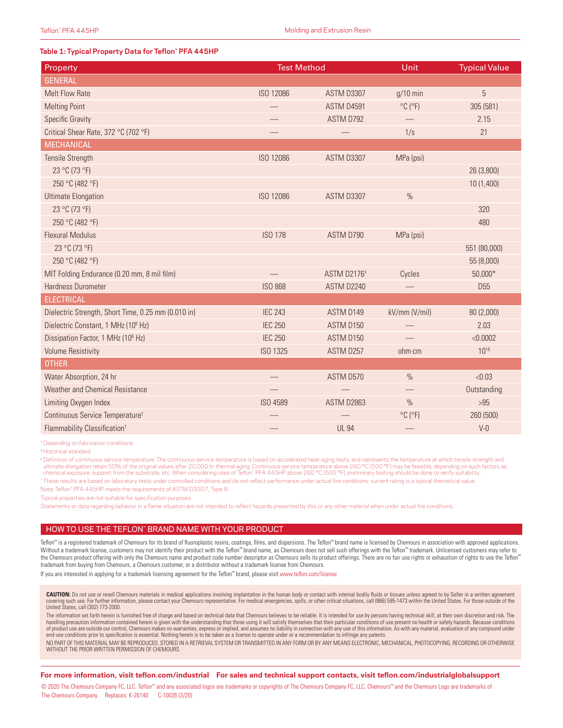**Table 1: Typical Property Data for Teflon™ PFA 445HP**

| Property | Test Method | | Unit | Typical Value |
|---|---|---|---|---|
| **GENERAL** | | | | |
| Melt Flow Rate | ISO 12086 | ASTM D3307 | g/10 min | 5 |
| Melting Point | — | ASTM D4591 | °C (°F) | 305 (581) |
| Specific Gravity | — | ASTM D792 | — | 2.15 |
| Critical Shear Rate, 372 °C (702 °F) | — | — | 1/s | 21 |
| **MECHANICAL** | | | | |
| Tensile Strength | ISO 12086 | ASTM D3307 | MPa (psi) | |
| 23 °C (73 °F) | | | | 26 (3,800) |
| 250 °C (482 °F) | | | | 10 (1,400) |
| Ultimate Elongation | ISO 12086 | ASTM D3307 | % | |
| 23 °C (73 °F) | | | | 320 |
| 250 °C (482 °F) | | | | 480 |
| Flexural Modulus | ISO 178 | ASTM D790 | MPa (psi) | |
| 23 °C (73 °F) | | | | 551 (80,000) |
| 250 °C (482 °F) | | | | 55 (8,000) |
| MIT Folding Endurance (0.20 mm, 8 mil film) | — | ASTM D2176‡ | Cycles | 50,000* |
| Hardness Durometer | ISO 868 | ASTM D2240 | — | D55 |
| **ELECTRICAL** | | | | |
| Dielectric Strength, Short Time, 0.25 mm (0.010 in) | IEC 243 | ASTM D149 | kV/mm (V/mil) | 80 (2,000) |
| Dielectric Constant, 1 MHz ($10^6$ Hz) | IEC 250 | ASTM D150 | — | 2.03 |
| Dissipation Factor, 1 MHz ($10^6$ Hz) | IEC 250 | ASTM D150 | — | <0.0002 |
| Volume Resistivity | ISO 1325 | ASTM D257 | ohm·cm | $10^{18}$ |
| **OTHER** | | | | |
| Water Absorption, 24 hr | — | ASTM D570 | % | <0.03 |
| Weather and Chemical Resistance | — | — | — | Outstanding |
| Limiting Oxygen Index | ISO 4589 | ASTM D2863 | % | >95 |
| Continuous Service Temperature¥ | — | — | °C (°F) | 260 (500) |
| Flammability Classification† | — | UL 94 | — | V-0 |

\* Depending on fabrication conditions

‡ Historical standard

¥ Definition of continuous service temperature: The continuous service temperature is based on accelerated heat-aging tests, and represents the temperature at which tensile strength and ultimate elongation retain 50% of the original values after 20,000 hr thermal aging. Continuous service temperature above 260 °C (500 °F) may be feasible, depending on such factors as chemical exposure, support from the substrate, etc. When considering uses of Teflon™ PFA 445HP above 260 °C (500 °F), preliminary testing should be done to verify suitability.

† These results are based on laboratory tests under controlled conditions and do not reflect performance under actual fire conditions; current rating is a typical theoretical value.

Note: Teflon™ PFA 445HP meets the requirements of ASTM D3307, Type III

Typical properties are not suitable for specification purposes.

Statements or data regarding behavior in a flame situation are not intended to reflect hazards presented by this or any other material when under actual fire conditions.

## HOW TO USE THE TEFLON™ BRAND NAME WITH YOUR PRODUCT

Teflon™ is a registered trademark of Chemours for its brand of fluoroplastic resins, coatings, films, and dispersions. The Teflon™ brand name is licensed by Chemours in association with approved applications. Without a trademark license, customers may not identify their product with the Teflon™ brand name, as Chemours does not sell such offerings with the Teflon™ trademark. Unlicensed customers may refer to the Chemours product offering with only the Chemours name and product code number descriptor as Chemours sells its product offerings. There are no fair use rights or exhaustion of rights to use the Teflon™ trademark from buying from Chemours, a Chemours customer, or a distributor without a trademark license from Chemours.

If you are interested in applying for a trademark licensing agreement for the Teflon™ brand, please visit www.teflon.com/license

**CAUTION:** Do not use or resell Chemours materials in medical applications involving implantation in the human body or contact with internal bodily fluids or tissues unless agreed to by Seller in a written agreement covering such use. For further information, please contact your Chemours representative. For medical emergencies, spills, or other critical situations, call (866) 595-1473 within the United States. For those outside of the United States, call (302) 773-2000.

The information set forth herein is furnished free of charge and based on technical data that Chemours believes to be reliable. It is intended for use by persons having technical skill, at their own discretion and risk. The handling precaution information contained herein is given with the understanding that those using it will satisfy themselves that their particular conditions of use present no health or safety hazards. Because conditions of product use are outside our control, Chemours makes no warranties, express or implied, and assumes no liability in connection with any use of this information. As with any material, evaluation of any compound under end-use conditions prior to specification is essential. Nothing herein is to be taken as a license to operate under or a recommendation to infringe any patents.

NO PART OF THIS MATERIAL MAY BE REPRODUCED, STORED IN A RETRIEVAL SYSTEM OR TRANSMITTED IN ANY FORM OR BY ANY MEANS ELECTRONIC, MECHANICAL, PHOTOCOPYING, RECORDING OR OTHERWISE WITHOUT THE PRIOR WRITTEN PERMISSION OF CHEMOURS.

**For more information, visit teflon.com/industrial** **For sales and technical support contacts, visit teflon.com/industrialglobalsupport**

© 2020 The Chemours Company FC, LLC. Teflon™ and any associated logos are trademarks or copyrights of The Chemours Company FC, LLC. Chemours™ and the Chemours Logo are trademarks of The Chemours Company. Replaces: K-26140 C-10026 (3/20)